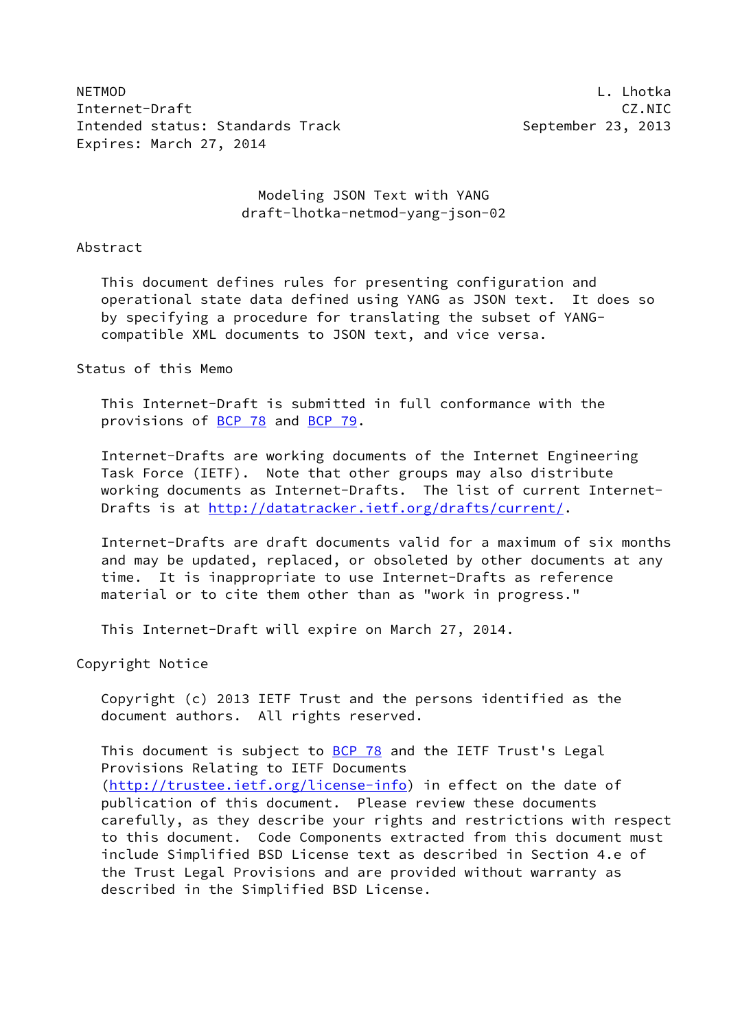NETMOD L. Lhotka
Internet-Draft CZ.NIC
Intended status: Standards Track September 23, 2013
Expires: March 27, 2014

# Modeling JSON Text with YANG
draft-lhotka-netmod-yang-json-02

## Abstract

This document defines rules for presenting configuration and operational state data defined using YANG as JSON text. It does so by specifying a procedure for translating the subset of YANG-compatible XML documents to JSON text, and vice versa.

## Status of this Memo

This Internet-Draft is submitted in full conformance with the provisions of BCP 78 and BCP 79.

Internet-Drafts are working documents of the Internet Engineering Task Force (IETF). Note that other groups may also distribute working documents as Internet-Drafts. The list of current Internet-Drafts is at http://datatracker.ietf.org/drafts/current/.

Internet-Drafts are draft documents valid for a maximum of six months and may be updated, replaced, or obsoleted by other documents at any time. It is inappropriate to use Internet-Drafts as reference material or to cite them other than as "work in progress."

This Internet-Draft will expire on March 27, 2014.

## Copyright Notice

Copyright (c) 2013 IETF Trust and the persons identified as the document authors. All rights reserved.

This document is subject to BCP 78 and the IETF Trust's Legal Provisions Relating to IETF Documents (http://trustee.ietf.org/license-info) in effect on the date of publication of this document. Please review these documents carefully, as they describe your rights and restrictions with respect to this document. Code Components extracted from this document must include Simplified BSD License text as described in Section 4.e of the Trust Legal Provisions and are provided without warranty as described in the Simplified BSD License.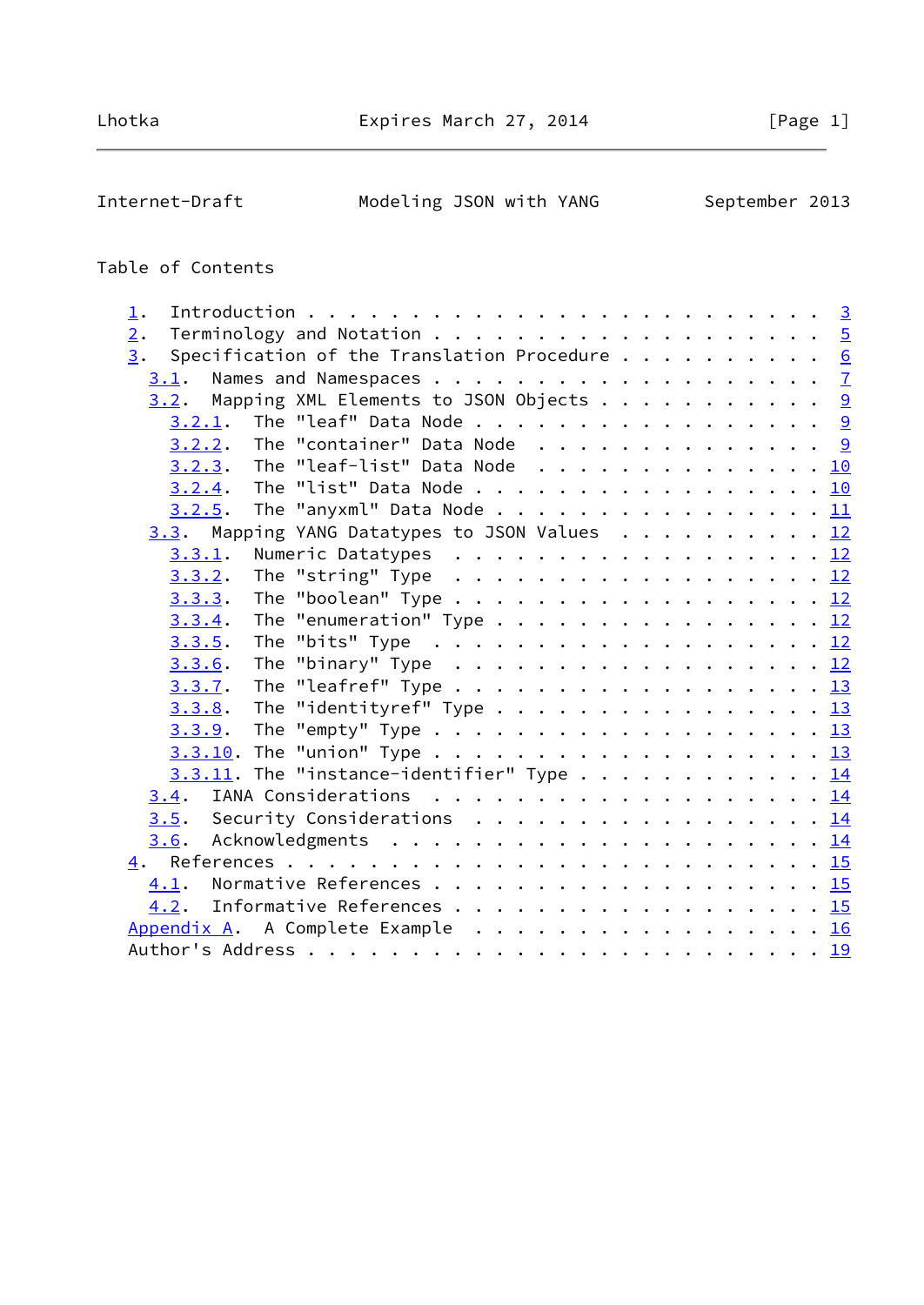## Table of Contents

1. Introduction . . . . . . . . . . . . . . . . . . . . . . . . 3
2. Terminology and Notation . . . . . . . . . . . . . . . . . . 5
3. Specification of the Translation Procedure . . . . . . . . . 6
   - 3.1. Names and Namespaces . . . . . . . . . . . . . . . . . 7
   - 3.2. Mapping XML Elements to JSON Objects . . . . . . . . . . 9
     - 3.2.1. The "leaf" Data Node . . . . . . . . . . . . . . . . 9
     - 3.2.2. The "container" Data Node . . . . . . . . . . . . . 9
     - 3.2.3. The "leaf-list" Data Node . . . . . . . . . . . . . 10
     - 3.2.4. The "list" Data Node . . . . . . . . . . . . . . . 10
     - 3.2.5. The "anyxml" Data Node . . . . . . . . . . . . . . 11
   - 3.3. Mapping YANG Datatypes to JSON Values . . . . . . . . . 12
     - 3.3.1. Numeric Datatypes . . . . . . . . . . . . . . . . . 12
     - 3.3.2. The "string" Type . . . . . . . . . . . . . . . . . 12
     - 3.3.3. The "boolean" Type . . . . . . . . . . . . . . . . 12
     - 3.3.4. The "enumeration" Type . . . . . . . . . . . . . . 12
     - 3.3.5. The "bits" Type . . . . . . . . . . . . . . . . . . 12
     - 3.3.6. The "binary" Type . . . . . . . . . . . . . . . . . 12
     - 3.3.7. The "leafref" Type . . . . . . . . . . . . . . . . 13
     - 3.3.8. The "identityref" Type . . . . . . . . . . . . . . 13
     - 3.3.9. The "empty" Type . . . . . . . . . . . . . . . . . 13
     - 3.3.10. The "union" Type . . . . . . . . . . . . . . . . . 13
     - 3.3.11. The "instance-identifier" Type . . . . . . . . . . 14
   - 3.4. IANA Considerations . . . . . . . . . . . . . . . . . . 14
   - 3.5. Security Considerations . . . . . . . . . . . . . . . . 14
   - 3.6. Acknowledgments . . . . . . . . . . . . . . . . . . . . 14
4. References . . . . . . . . . . . . . . . . . . . . . . . . . 15
   - 4.1. Normative References . . . . . . . . . . . . . . . . . 15
   - 4.2. Informative References . . . . . . . . . . . . . . . . 15

Appendix A. A Complete Example . . . . . . . . . . . . . . . . . 16

Author's Address . . . . . . . . . . . . . . . . . . . . . . . . 19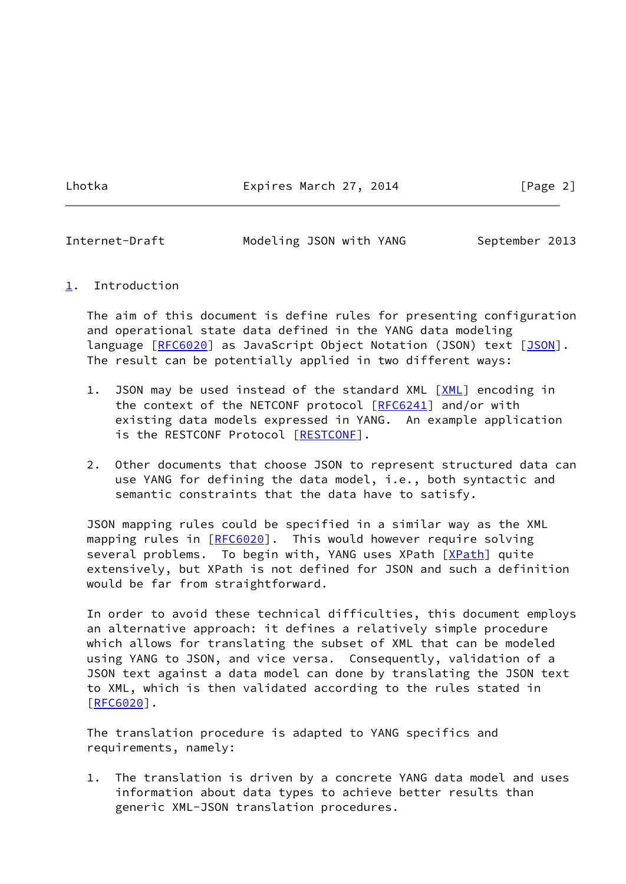## 1. Introduction

The aim of this document is define rules for presenting configuration and operational state data defined in the YANG data modeling language [RFC6020] as JavaScript Object Notation (JSON) text [JSON]. The result can be potentially applied in two different ways:

1. JSON may be used instead of the standard XML [XML] encoding in the context of the NETCONF protocol [RFC6241] and/or with existing data models expressed in YANG. An example application is the RESTCONF Protocol [RESTCONF].

2. Other documents that choose JSON to represent structured data can use YANG for defining the data model, i.e., both syntactic and semantic constraints that the data have to satisfy.

JSON mapping rules could be specified in a similar way as the XML mapping rules in [RFC6020]. This would however require solving several problems. To begin with, YANG uses XPath [XPath] quite extensively, but XPath is not defined for JSON and such a definition would be far from straightforward.

In order to avoid these technical difficulties, this document employs an alternative approach: it defines a relatively simple procedure which allows for translating the subset of XML that can be modeled using YANG to JSON, and vice versa. Consequently, validation of a JSON text against a data model can done by translating the JSON text to XML, which is then validated according to the rules stated in [RFC6020].

The translation procedure is adapted to YANG specifics and requirements, namely:

1. The translation is driven by a concrete YANG data model and uses information about data types to achieve better results than generic XML-JSON translation procedures.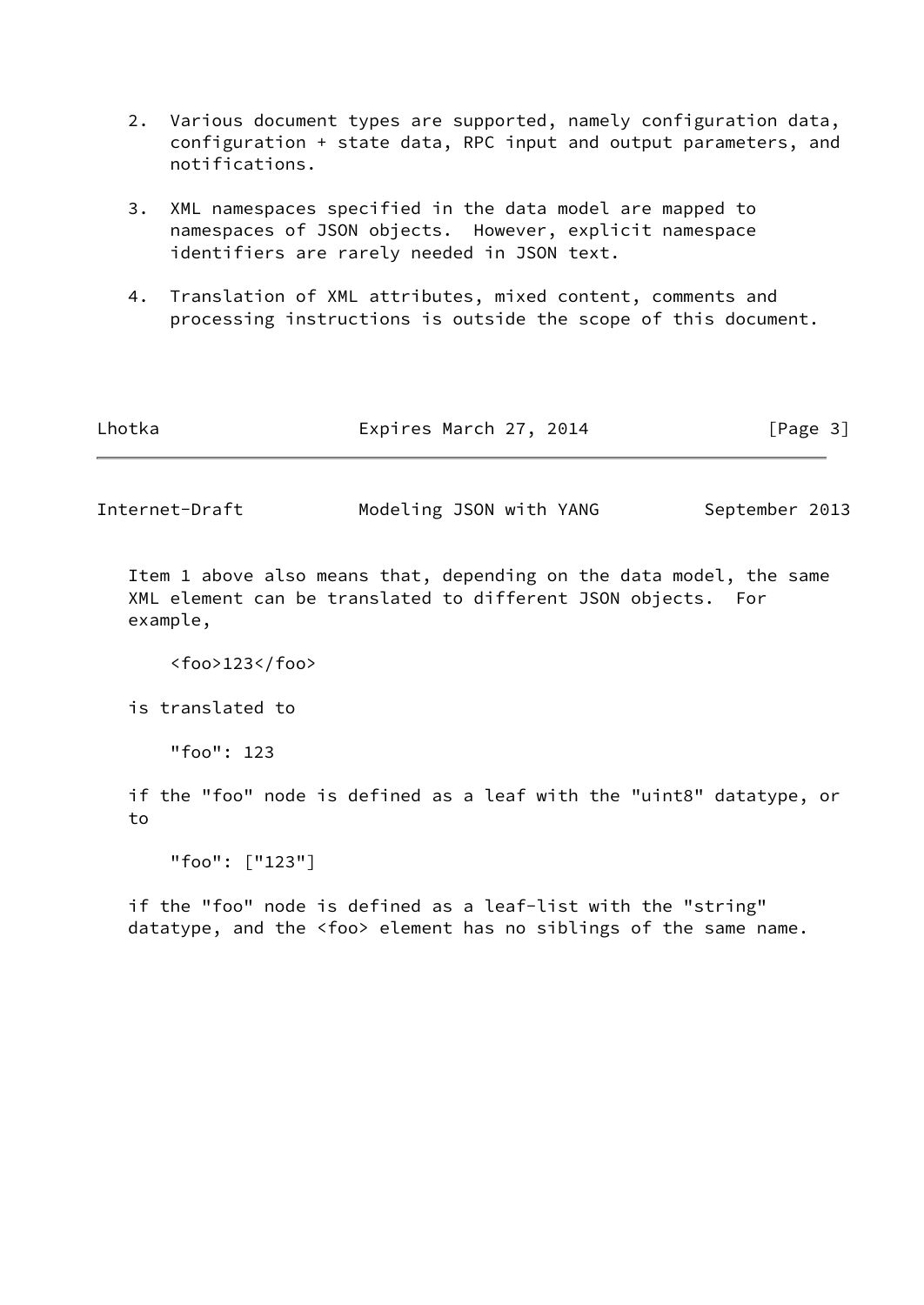2. Various document types are supported, namely configuration data, configuration + state data, RPC input and output parameters, and notifications.

3. XML namespaces specified in the data model are mapped to namespaces of JSON objects. However, explicit namespace identifiers are rarely needed in JSON text.

4. Translation of XML attributes, mixed content, comments and processing instructions is outside the scope of this document.

Item 1 above also means that, depending on the data model, the same XML element can be translated to different JSON objects. For example,

```
<foo>123</foo>
```

is translated to

```
"foo": 123
```

if the "foo" node is defined as a leaf with the "uint8" datatype, or to

```
"foo": ["123"]
```

if the "foo" node is defined as a leaf-list with the "string" datatype, and the <foo> element has no siblings of the same name.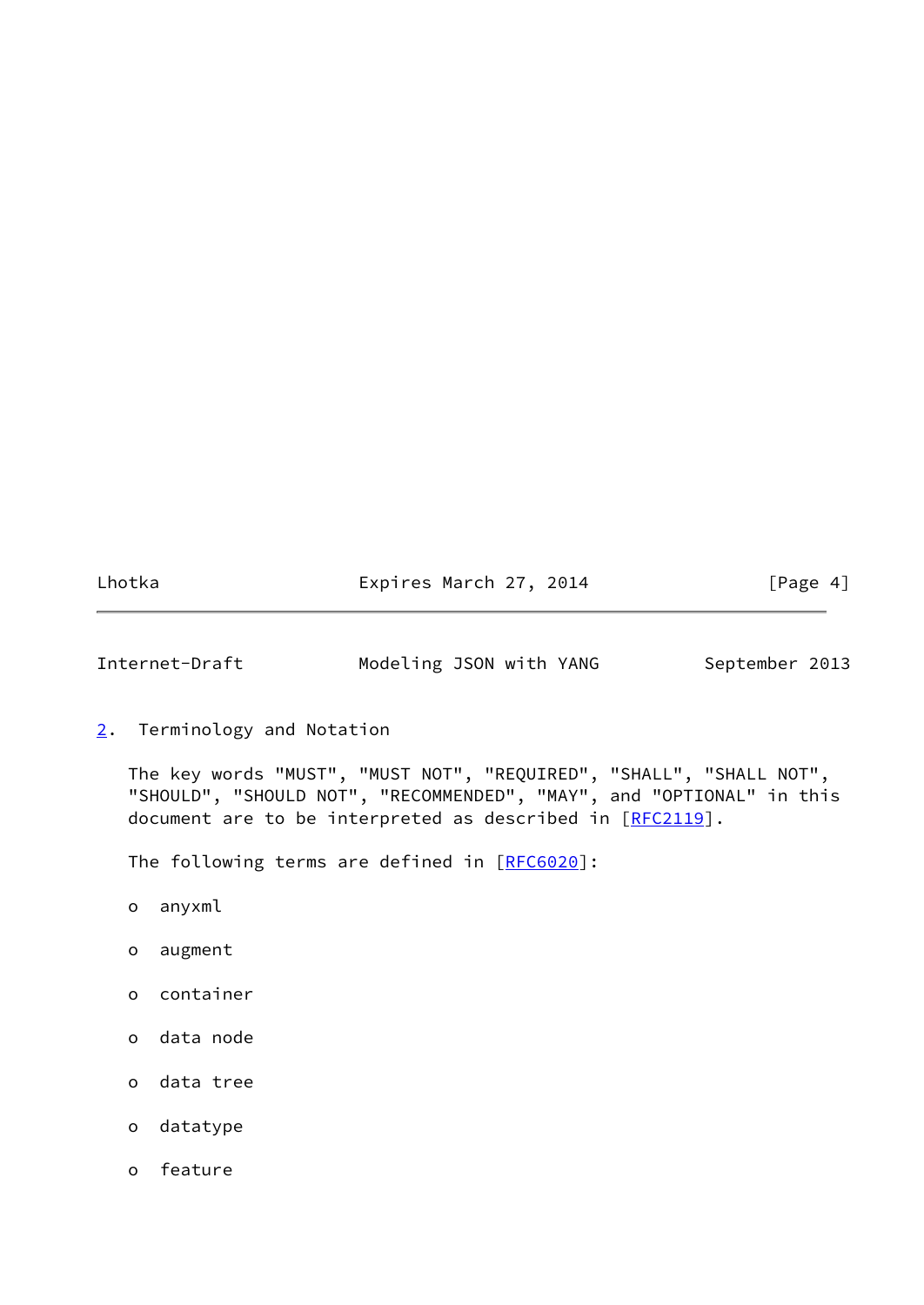## 2. Terminology and Notation

The key words "MUST", "MUST NOT", "REQUIRED", "SHALL", "SHALL NOT", "SHOULD", "SHOULD NOT", "RECOMMENDED", "MAY", and "OPTIONAL" in this document are to be interpreted as described in [RFC2119].

The following terms are defined in [RFC6020]:

- anyxml
- augment
- container
- data node
- data tree
- datatype
- feature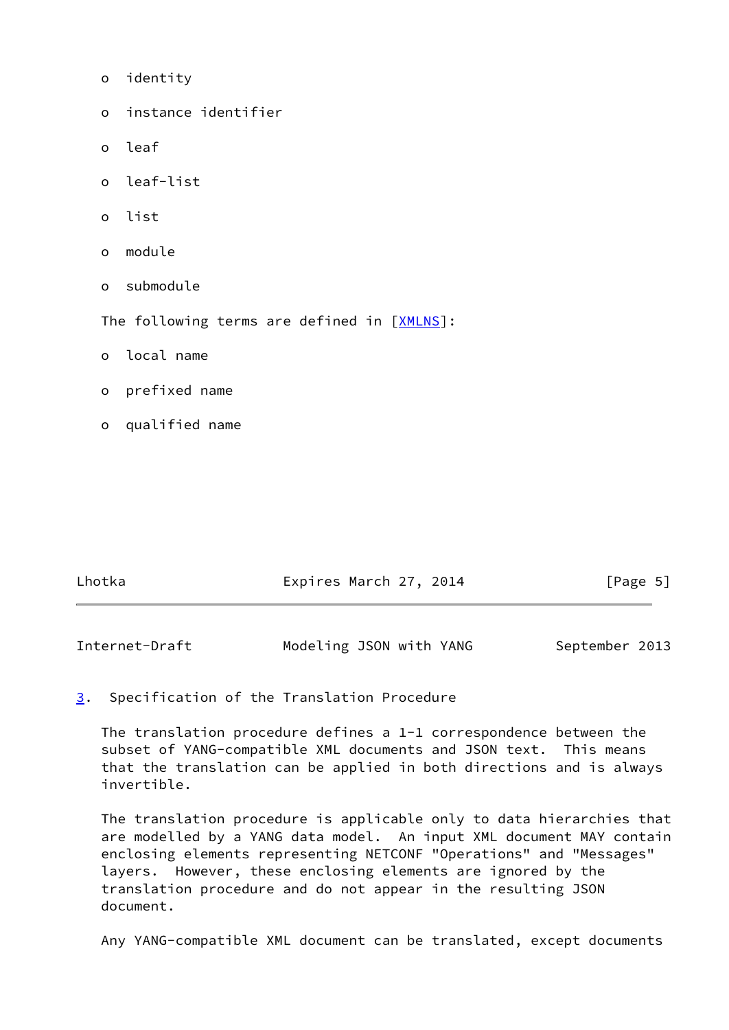- identity
- instance identifier
- leaf
- leaf-list
- list
- module
- submodule

The following terms are defined in [XMLNS]:

- local name
- prefixed name
- qualified name

## 3. Specification of the Translation Procedure

The translation procedure defines a 1-1 correspondence between the subset of YANG-compatible XML documents and JSON text. This means that the translation can be applied in both directions and is always invertible.

The translation procedure is applicable only to data hierarchies that are modelled by a YANG data model. An input XML document MAY contain enclosing elements representing NETCONF "Operations" and "Messages" layers. However, these enclosing elements are ignored by the translation procedure and do not appear in the resulting JSON document.

Any YANG-compatible XML document can be translated, except documents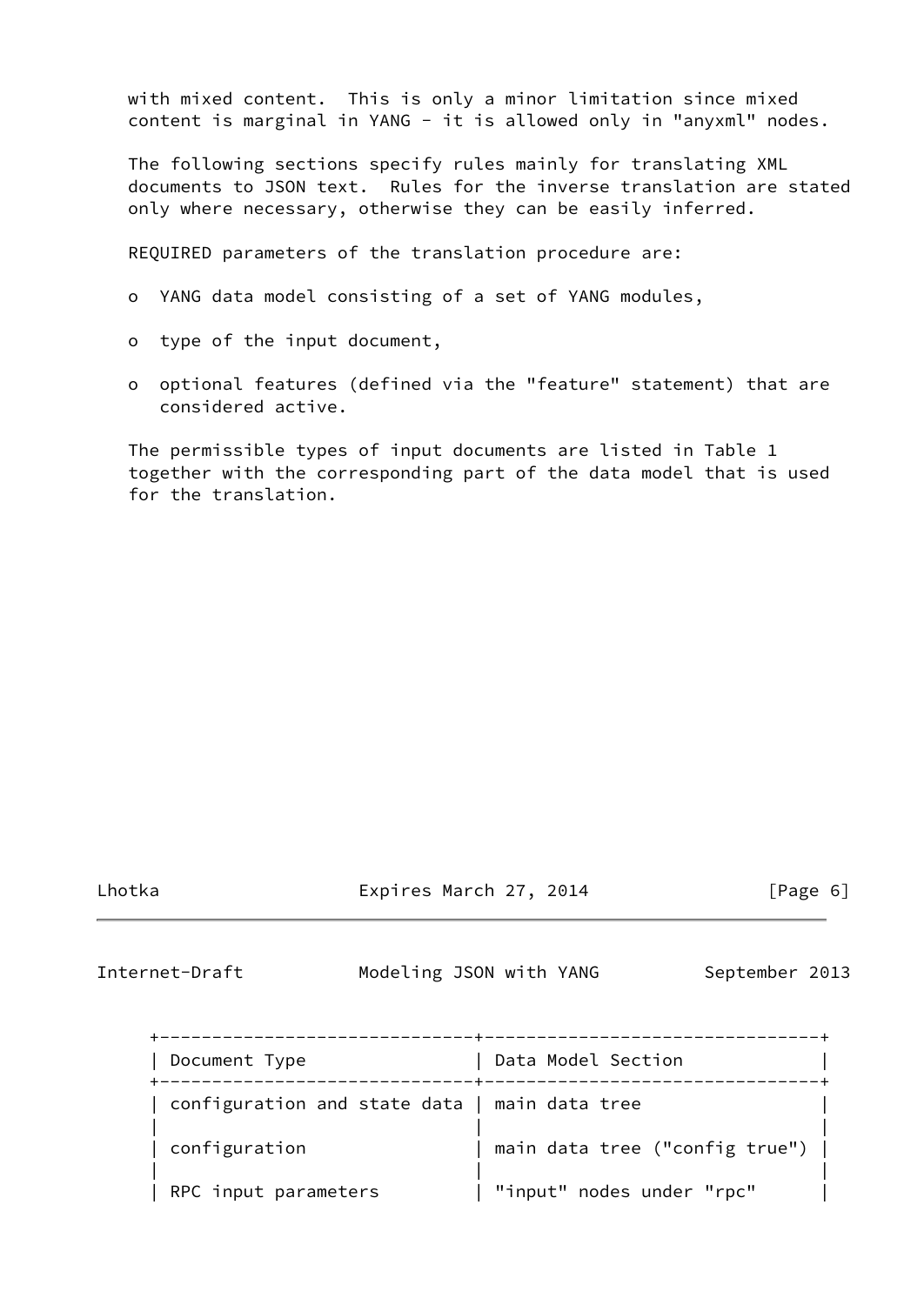with mixed content. This is only a minor limitation since mixed content is marginal in YANG - it is allowed only in "anyxml" nodes.

The following sections specify rules mainly for translating XML documents to JSON text. Rules for the inverse translation are stated only where necessary, otherwise they can be easily inferred.

REQUIRED parameters of the translation procedure are:

- YANG data model consisting of a set of YANG modules,
- type of the input document,
- optional features (defined via the "feature" statement) that are considered active.

The permissible types of input documents are listed in Table 1 together with the corresponding part of the data model that is used for the translation.

| Document Type | Data Model Section |
|---|---|
| configuration and state data | main data tree |
| configuration | main data tree ("config true") |
| RPC input parameters | "input" nodes under "rpc" |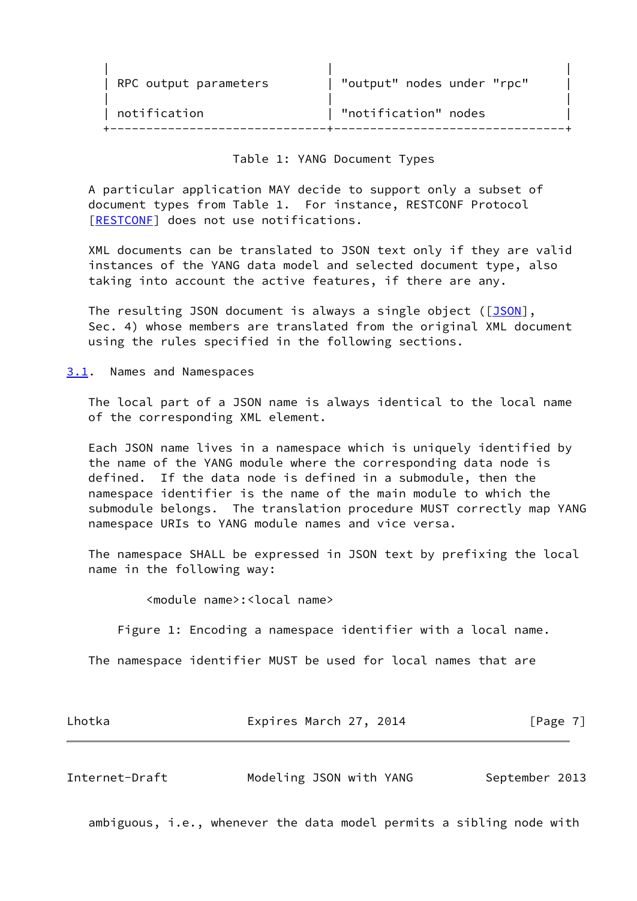| | |
|---|---|
| RPC output parameters | "output" nodes under "rpc" |
| notification | "notification" nodes |

Table 1: YANG Document Types

A particular application MAY decide to support only a subset of document types from Table 1. For instance, RESTCONF Protocol [RESTCONF] does not use notifications.

XML documents can be translated to JSON text only if they are valid instances of the YANG data model and selected document type, also taking into account the active features, if there are any.

The resulting JSON document is always a single object ([JSON], Sec. 4) whose members are translated from the original XML document using the rules specified in the following sections.

## 3.1. Names and Namespaces

The local part of a JSON name is always identical to the local name of the corresponding XML element.

Each JSON name lives in a namespace which is uniquely identified by the name of the YANG module where the corresponding data node is defined. If the data node is defined in a submodule, then the namespace identifier is the name of the main module to which the submodule belongs. The translation procedure MUST correctly map YANG namespace URIs to YANG module names and vice versa.

The namespace SHALL be expressed in JSON text by prefixing the local name in the following way:

```
<module name>:<local name>
```

Figure 1: Encoding a namespace identifier with a local name.

The namespace identifier MUST be used for local names that are ambiguous, i.e., whenever the data model permits a sibling node with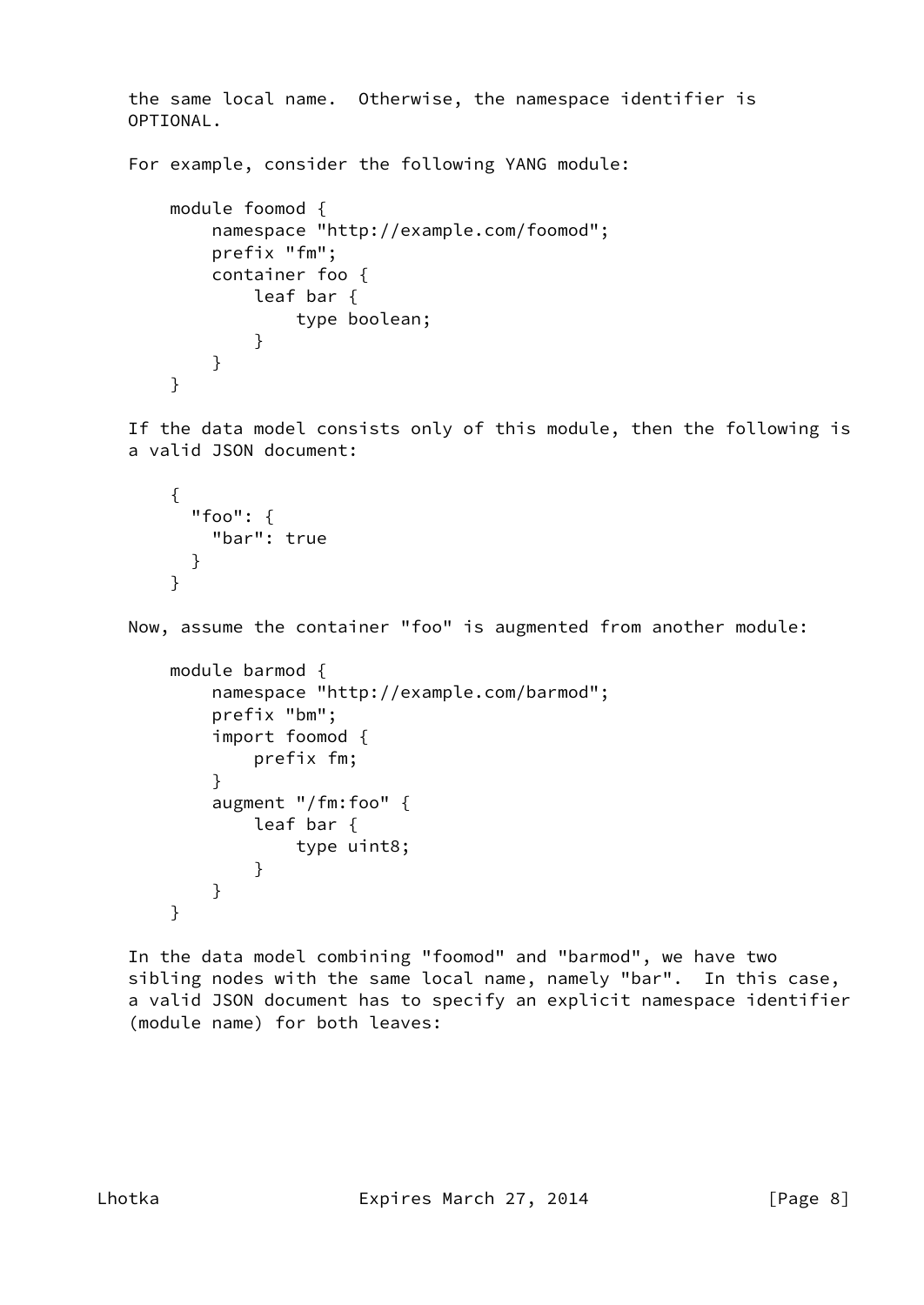the same local name. Otherwise, the namespace identifier is OPTIONAL.

For example, consider the following YANG module:

```
module foomod {
    namespace "http://example.com/foomod";
    prefix "fm";
    container foo {
        leaf bar {
            type boolean;
        }
    }
}
```

If the data model consists only of this module, then the following is a valid JSON document:

```
{
  "foo": {
    "bar": true
  }
}
```

Now, assume the container "foo" is augmented from another module:

```
module barmod {
    namespace "http://example.com/barmod";
    prefix "bm";
    import foomod {
        prefix fm;
    }
    augment "/fm:foo" {
        leaf bar {
            type uint8;
        }
    }
}
```

In the data model combining "foomod" and "barmod", we have two sibling nodes with the same local name, namely "bar". In this case, a valid JSON document has to specify an explicit namespace identifier (module name) for both leaves: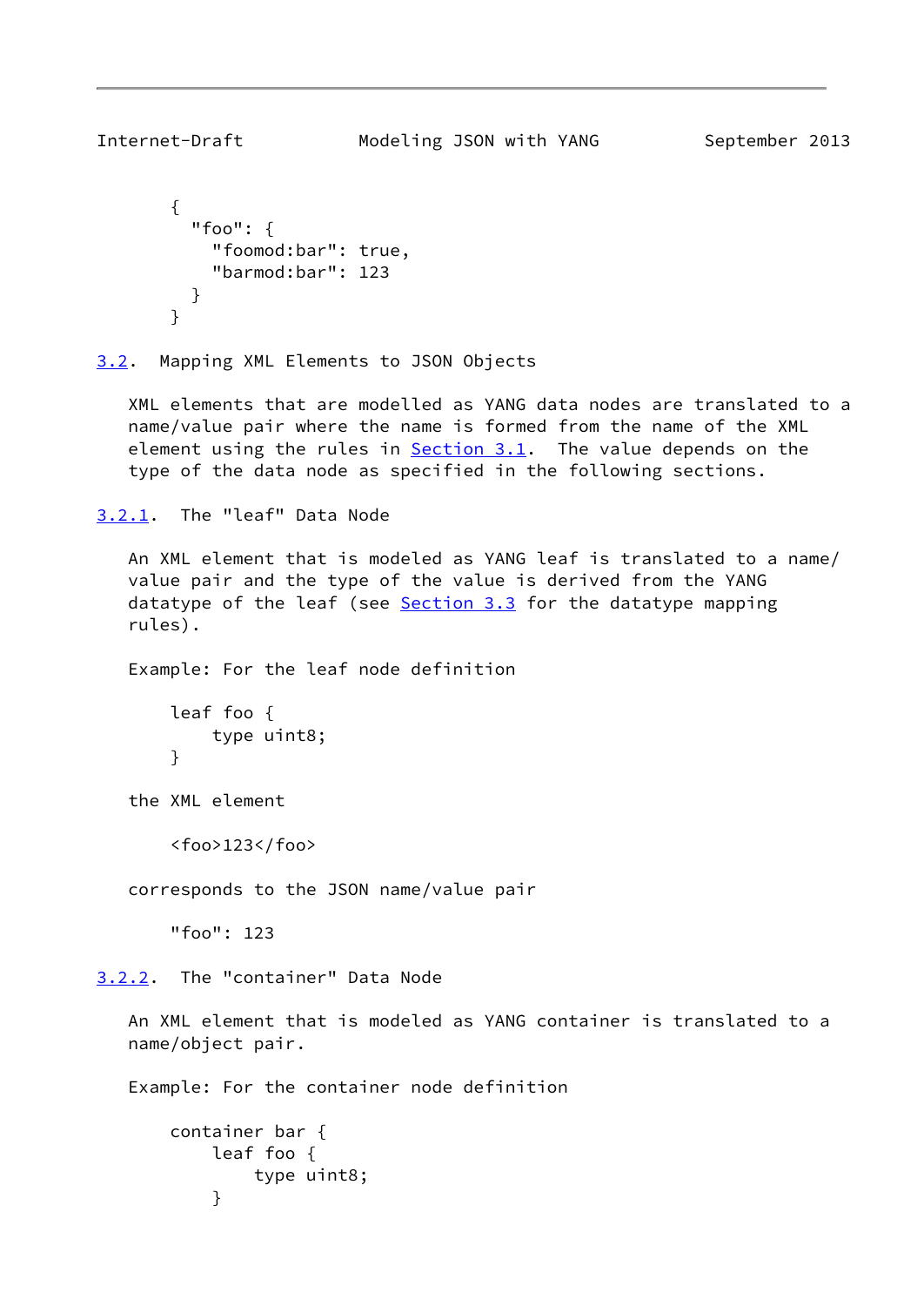```
{
  "foo": {
    "foomod:bar": true,
    "barmod:bar": 123
  }
}
```

### 3.2. Mapping XML Elements to JSON Objects

XML elements that are modelled as YANG data nodes are translated to a name/value pair where the name is formed from the name of the XML element using the rules in Section 3.1. The value depends on the type of the data node as specified in the following sections.

#### 3.2.1. The "leaf" Data Node

An XML element that is modeled as YANG leaf is translated to a name/value pair and the type of the value is derived from the YANG datatype of the leaf (see Section 3.3 for the datatype mapping rules).

Example: For the leaf node definition

```
leaf foo {
    type uint8;
}
```

the XML element

```
<foo>123</foo>
```

corresponds to the JSON name/value pair

```
"foo": 123
```

#### 3.2.2. The "container" Data Node

An XML element that is modeled as YANG container is translated to a name/object pair.

Example: For the container node definition

```
container bar {
    leaf foo {
        type uint8;
    }
```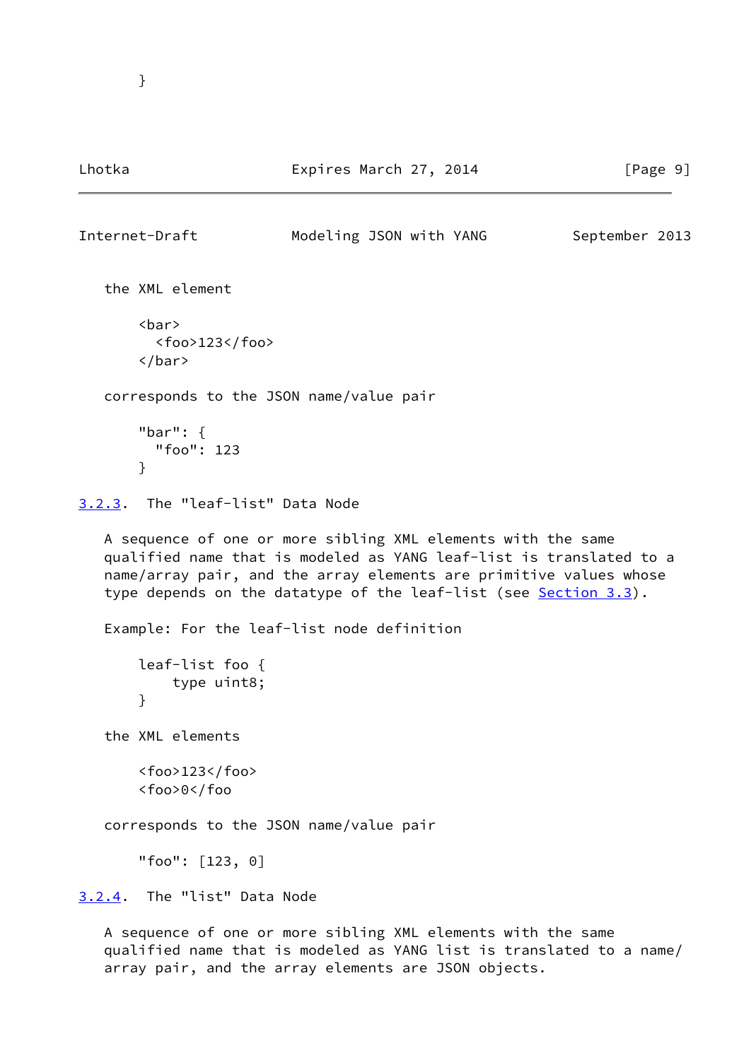```
}
```

the XML element

```
<bar>
  <foo>123</foo>
</bar>
```

corresponds to the JSON name/value pair

```
"bar": {
  "foo": 123
}
```

### 3.2.3. The "leaf-list" Data Node

A sequence of one or more sibling XML elements with the same qualified name that is modeled as YANG leaf-list is translated to a name/array pair, and the array elements are primitive values whose type depends on the datatype of the leaf-list (see Section 3.3).

Example: For the leaf-list node definition

```
leaf-list foo {
    type uint8;
}
```

the XML elements

```
<foo>123</foo>
<foo>0</foo
```

corresponds to the JSON name/value pair

```
"foo": [123, 0]
```

### 3.2.4. The "list" Data Node

A sequence of one or more sibling XML elements with the same qualified name that is modeled as YANG list is translated to a name/array pair, and the array elements are JSON objects.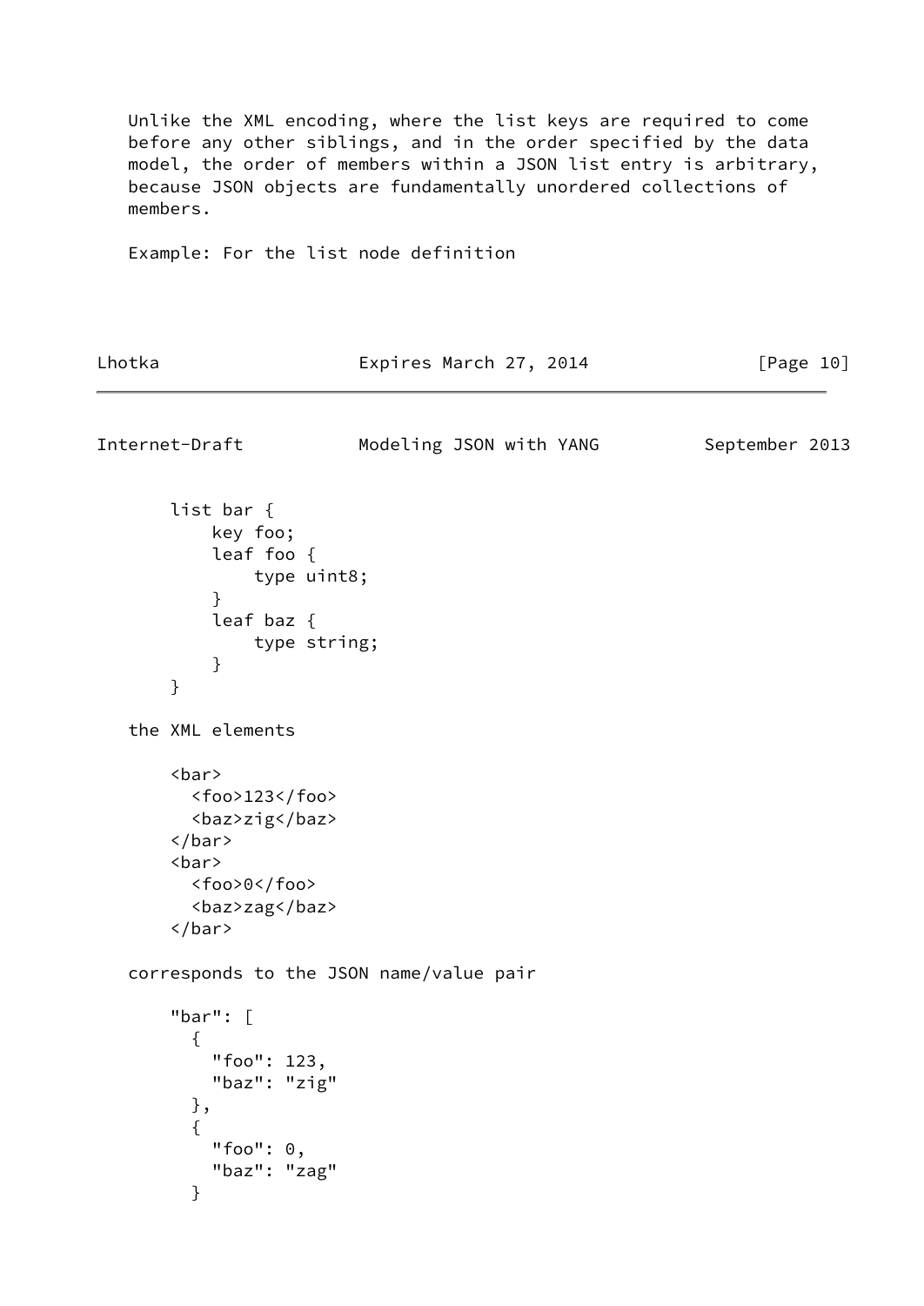Unlike the XML encoding, where the list keys are required to come before any other siblings, and in the order specified by the data model, the order of members within a JSON list entry is arbitrary, because JSON objects are fundamentally unordered collections of members.

Example: For the list node definition

```
list bar {
    key foo;
    leaf foo {
        type uint8;
    }
    leaf baz {
        type string;
    }
}
```

the XML elements

```
<bar>
  <foo>123</foo>
  <baz>zig</baz>
</bar>
<bar>
  <foo>0</foo>
  <baz>zag</baz>
</bar>
```

corresponds to the JSON name/value pair

```
"bar": [
  {
    "foo": 123,
    "baz": "zig"
  },
  {
    "foo": 0,
    "baz": "zag"
  }
```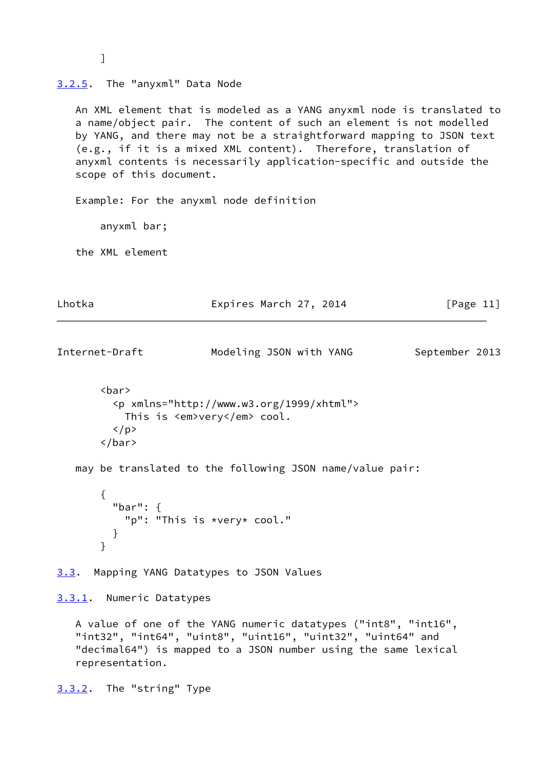```
]
```

### 3.2.5. The "anyxml" Data Node

An XML element that is modeled as a YANG anyxml node is translated to a name/object pair. The content of such an element is not modelled by YANG, and there may not be a straightforward mapping to JSON text (e.g., if it is a mixed XML content). Therefore, translation of anyxml contents is necessarily application-specific and outside the scope of this document.

Example: For the anyxml node definition

```
anyxml bar;
```

the XML element

```
<bar>
  <p xmlns="http://www.w3.org/1999/xhtml">
    This is <em>very</em> cool.
  </p>
</bar>
```

may be translated to the following JSON name/value pair:

```
{
  "bar": {
    "p": "This is *very* cool."
  }
}
```

## 3.3. Mapping YANG Datatypes to JSON Values

### 3.3.1. Numeric Datatypes

A value of one of the YANG numeric datatypes ("int8", "int16", "int32", "int64", "uint8", "uint16", "uint32", "uint64" and "decimal64") is mapped to a JSON number using the same lexical representation.

### 3.3.2. The "string" Type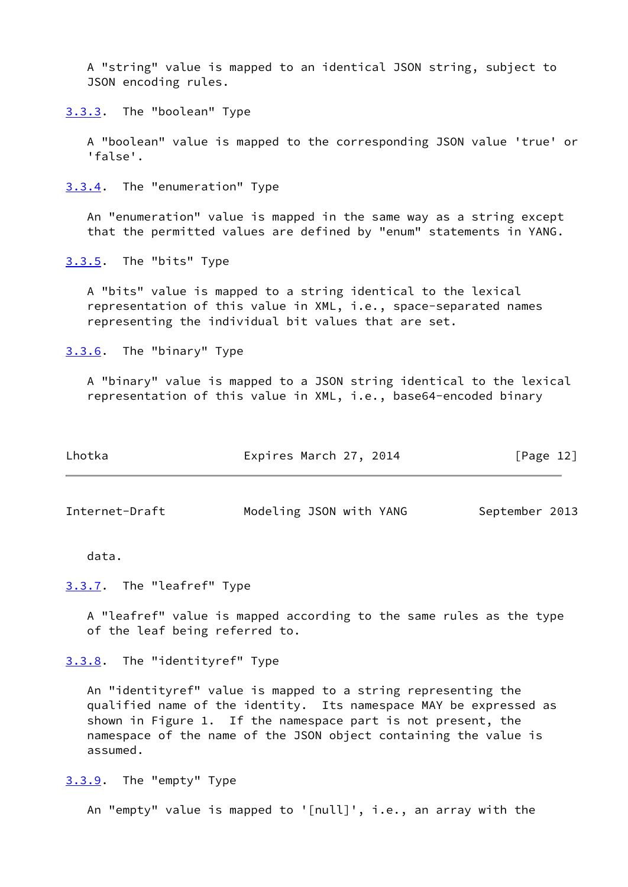A "string" value is mapped to an identical JSON string, subject to JSON encoding rules.

### 3.3.3. The "boolean" Type

A "boolean" value is mapped to the corresponding JSON value 'true' or 'false'.

### 3.3.4. The "enumeration" Type

An "enumeration" value is mapped in the same way as a string except that the permitted values are defined by "enum" statements in YANG.

### 3.3.5. The "bits" Type

A "bits" value is mapped to a string identical to the lexical representation of this value in XML, i.e., space-separated names representing the individual bit values that are set.

### 3.3.6. The "binary" Type

A "binary" value is mapped to a JSON string identical to the lexical representation of this value in XML, i.e., base64-encoded binary data.

### 3.3.7. The "leafref" Type

A "leafref" value is mapped according to the same rules as the type of the leaf being referred to.

### 3.3.8. The "identityref" Type

An "identityref" value is mapped to a string representing the qualified name of the identity. Its namespace MAY be expressed as shown in Figure 1. If the namespace part is not present, the namespace of the name of the JSON object containing the value is assumed.

### 3.3.9. The "empty" Type

An "empty" value is mapped to '[null]', i.e., an array with the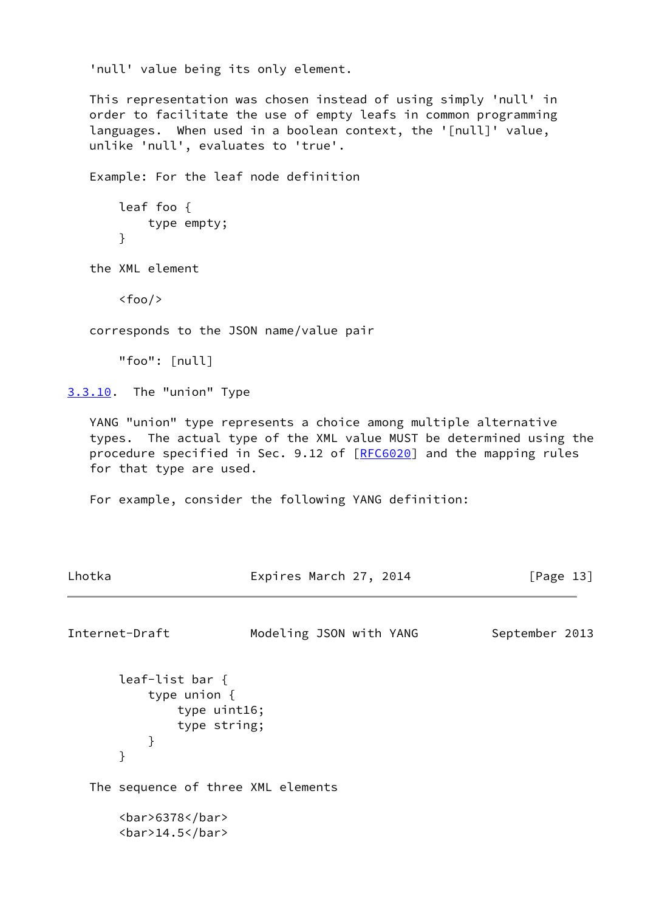'null' value being its only element.

This representation was chosen instead of using simply 'null' in order to facilitate the use of empty leafs in common programming languages. When used in a boolean context, the '[null]' value, unlike 'null', evaluates to 'true'.

Example: For the leaf node definition

```
leaf foo {
    type empty;
}
```

the XML element

```
<foo/>
```

corresponds to the JSON name/value pair

```
"foo": [null]
```

### 3.3.10. The "union" Type

YANG "union" type represents a choice among multiple alternative types. The actual type of the XML value MUST be determined using the procedure specified in Sec. 9.12 of [RFC6020] and the mapping rules for that type are used.

For example, consider the following YANG definition:

```
leaf-list bar {
    type union {
        type uint16;
        type string;
    }
}
```

The sequence of three XML elements

```
<bar>6378</bar>
<bar>14.5</bar>
```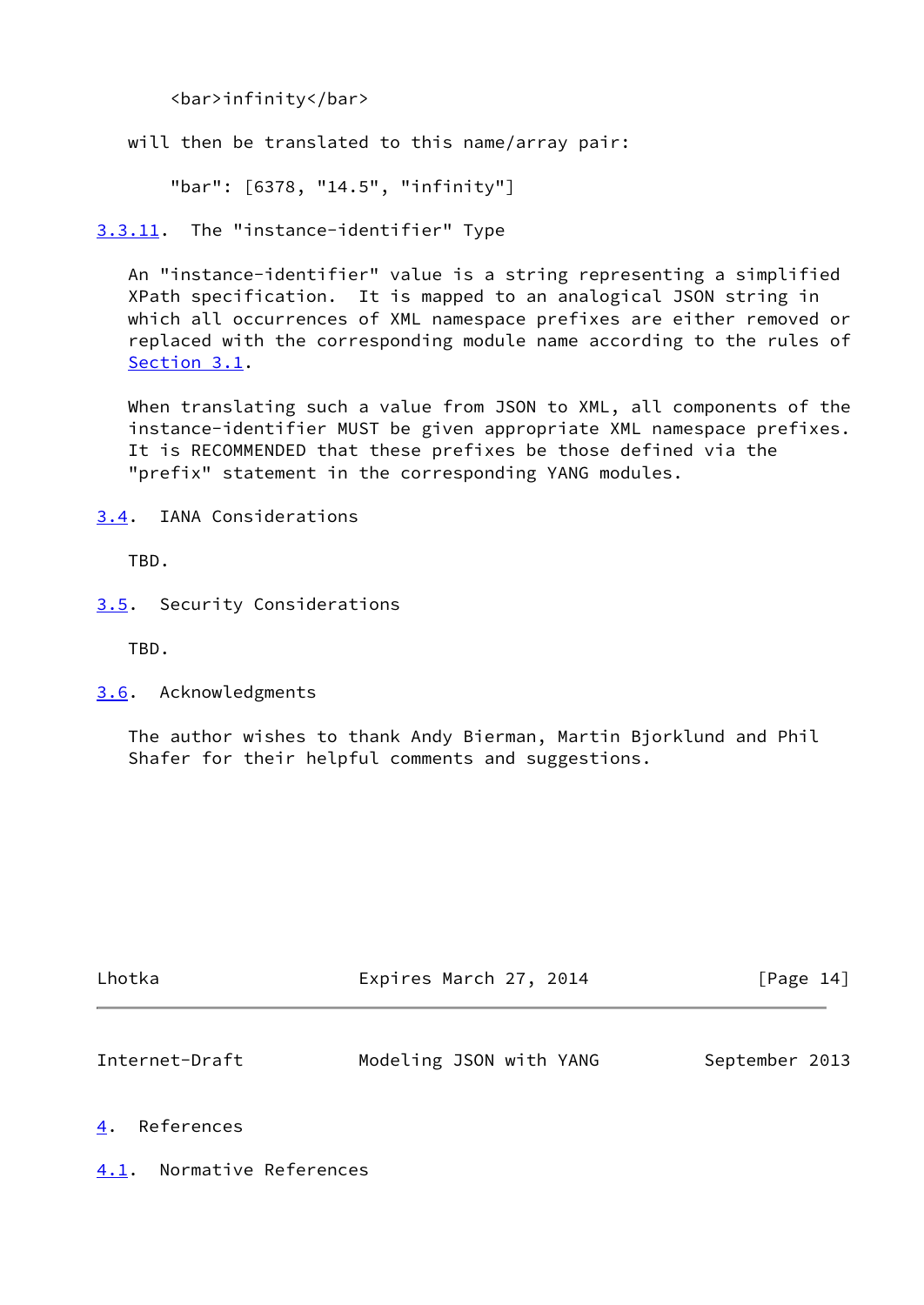```
<bar>infinity</bar>
```

will then be translated to this name/array pair:

```
"bar": [6378, "14.5", "infinity"]
```

### 3.3.11. The "instance-identifier" Type

An "instance-identifier" value is a string representing a simplified XPath specification. It is mapped to an analogical JSON string in which all occurrences of XML namespace prefixes are either removed or replaced with the corresponding module name according to the rules of Section 3.1.

When translating such a value from JSON to XML, all components of the instance-identifier MUST be given appropriate XML namespace prefixes. It is RECOMMENDED that these prefixes be those defined via the "prefix" statement in the corresponding YANG modules.

## 3.4. IANA Considerations

TBD.

## 3.5. Security Considerations

TBD.

## 3.6. Acknowledgments

The author wishes to thank Andy Bierman, Martin Bjorklund and Phil Shafer for their helpful comments and suggestions.

# 4. References

## 4.1. Normative References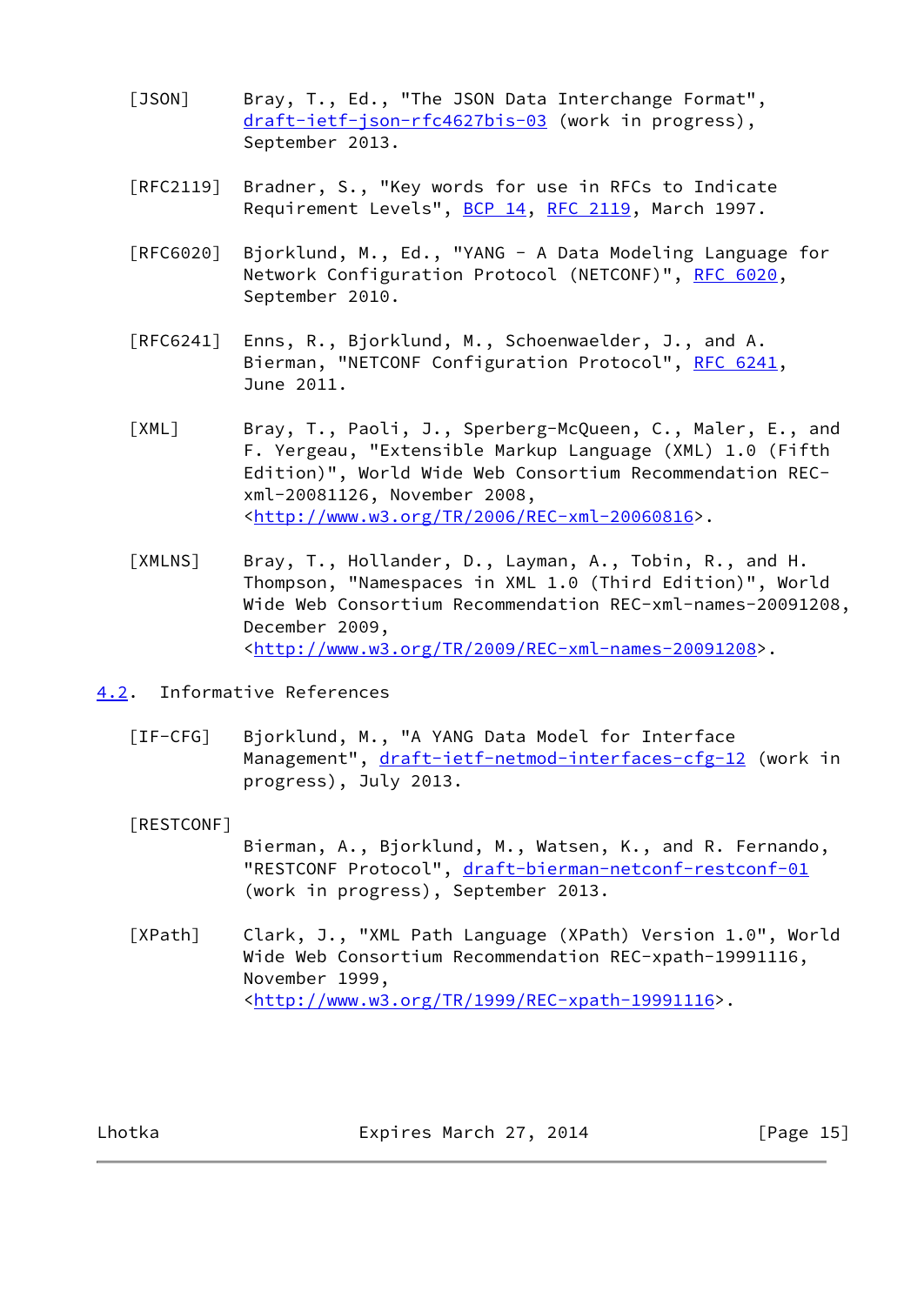[JSON] Bray, T., Ed., "The JSON Data Interchange Format", draft-ietf-json-rfc4627bis-03 (work in progress), September 2013.

[RFC2119] Bradner, S., "Key words for use in RFCs to Indicate Requirement Levels", BCP 14, RFC 2119, March 1997.

[RFC6020] Bjorklund, M., Ed., "YANG - A Data Modeling Language for Network Configuration Protocol (NETCONF)", RFC 6020, September 2010.

[RFC6241] Enns, R., Bjorklund, M., Schoenwaelder, J., and A. Bierman, "NETCONF Configuration Protocol", RFC 6241, June 2011.

[XML] Bray, T., Paoli, J., Sperberg-McQueen, C., Maler, E., and F. Yergeau, "Extensible Markup Language (XML) 1.0 (Fifth Edition)", World Wide Web Consortium Recommendation REC-xml-20081126, November 2008, <http://www.w3.org/TR/2006/REC-xml-20060816>.

[XMLNS] Bray, T., Hollander, D., Layman, A., Tobin, R., and H. Thompson, "Namespaces in XML 1.0 (Third Edition)", World Wide Web Consortium Recommendation REC-xml-names-20091208, December 2009, <http://www.w3.org/TR/2009/REC-xml-names-20091208>.

## 4.2. Informative References

[IF-CFG] Bjorklund, M., "A YANG Data Model for Interface Management", draft-ietf-netmod-interfaces-cfg-12 (work in progress), July 2013.

[RESTCONF] Bierman, A., Bjorklund, M., Watsen, K., and R. Fernando, "RESTCONF Protocol", draft-bierman-netconf-restconf-01 (work in progress), September 2013.

[XPath] Clark, J., "XML Path Language (XPath) Version 1.0", World Wide Web Consortium Recommendation REC-xpath-19991116, November 1999, <http://www.w3.org/TR/1999/REC-xpath-19991116>.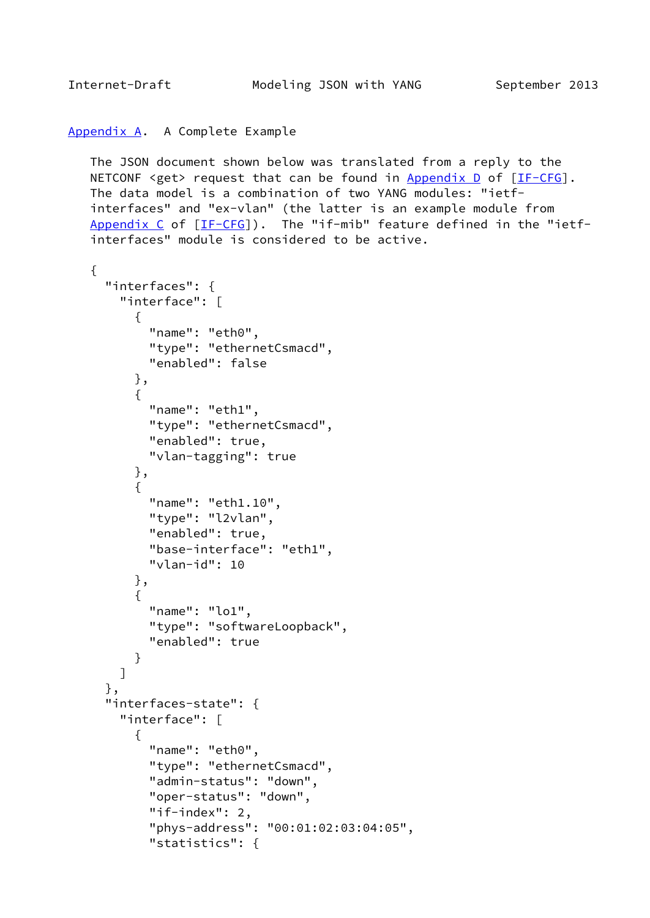## Appendix A. A Complete Example

The JSON document shown below was translated from a reply to the NETCONF <get> request that can be found in Appendix D of [IF-CFG]. The data model is a combination of two YANG modules: "ietf-interfaces" and "ex-vlan" (the latter is an example module from Appendix C of [IF-CFG]). The "if-mib" feature defined in the "ietf-interfaces" module is considered to be active.

```
{
  "interfaces": {
    "interface": [
      {
        "name": "eth0",
        "type": "ethernetCsmacd",
        "enabled": false
      },
      {
        "name": "eth1",
        "type": "ethernetCsmacd",
        "enabled": true,
        "vlan-tagging": true
      },
      {
        "name": "eth1.10",
        "type": "l2vlan",
        "enabled": true,
        "base-interface": "eth1",
        "vlan-id": 10
      },
      {
        "name": "lo1",
        "type": "softwareLoopback",
        "enabled": true
      }
    ]
  },
  "interfaces-state": {
    "interface": [
      {
        "name": "eth0",
        "type": "ethernetCsmacd",
        "admin-status": "down",
        "oper-status": "down",
        "if-index": 2,
        "phys-address": "00:01:02:03:04:05",
        "statistics": {
```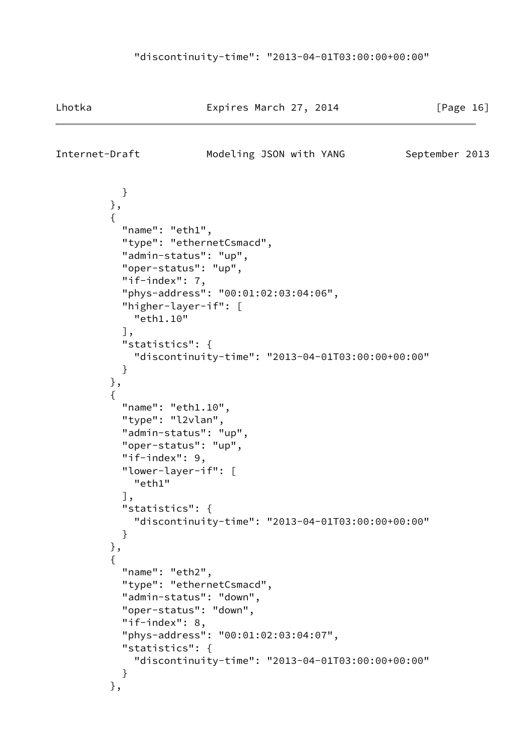```
            "discontinuity-time": "2013-04-01T03:00:00+00:00"
          }
        },
        {
          "name": "eth1",
          "type": "ethernetCsmacd",
          "admin-status": "up",
          "oper-status": "up",
          "if-index": 7,
          "phys-address": "00:01:02:03:04:06",
          "higher-layer-if": [
            "eth1.10"
          ],
          "statistics": {
            "discontinuity-time": "2013-04-01T03:00:00+00:00"
          }
        },
        {
          "name": "eth1.10",
          "type": "l2vlan",
          "admin-status": "up",
          "oper-status": "up",
          "if-index": 9,
          "lower-layer-if": [
            "eth1"
          ],
          "statistics": {
            "discontinuity-time": "2013-04-01T03:00:00+00:00"
          }
        },
        {
          "name": "eth2",
          "type": "ethernetCsmacd",
          "admin-status": "down",
          "oper-status": "down",
          "if-index": 8,
          "phys-address": "00:01:02:03:04:07",
          "statistics": {
            "discontinuity-time": "2013-04-01T03:00:00+00:00"
          }
        },
```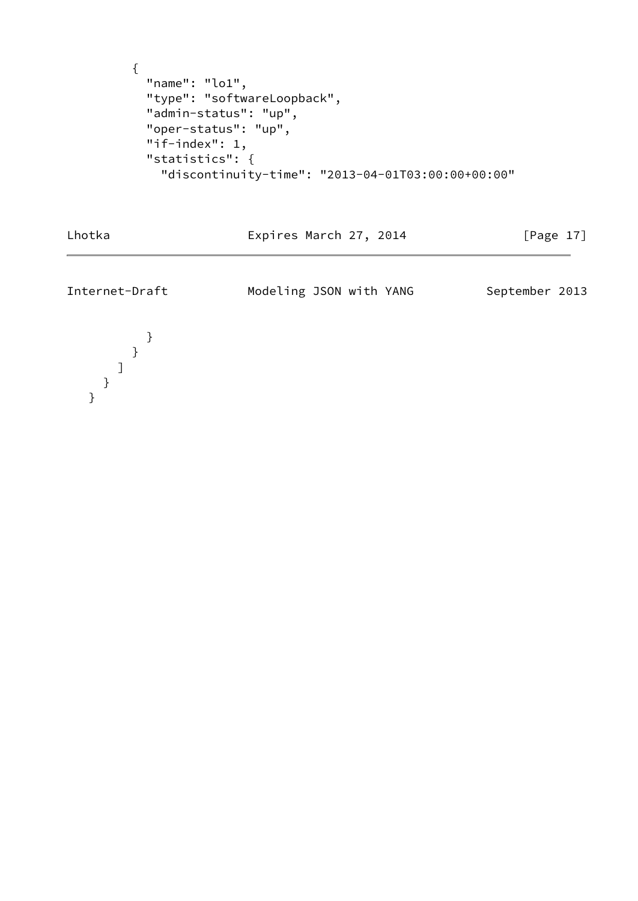```
        {
          "name": "lo1",
          "type": "softwareLoopback",
          "admin-status": "up",
          "oper-status": "up",
          "if-index": 1,
          "statistics": {
            "discontinuity-time": "2013-04-01T03:00:00+00:00"
          }
        }
      ]
    }
  }
```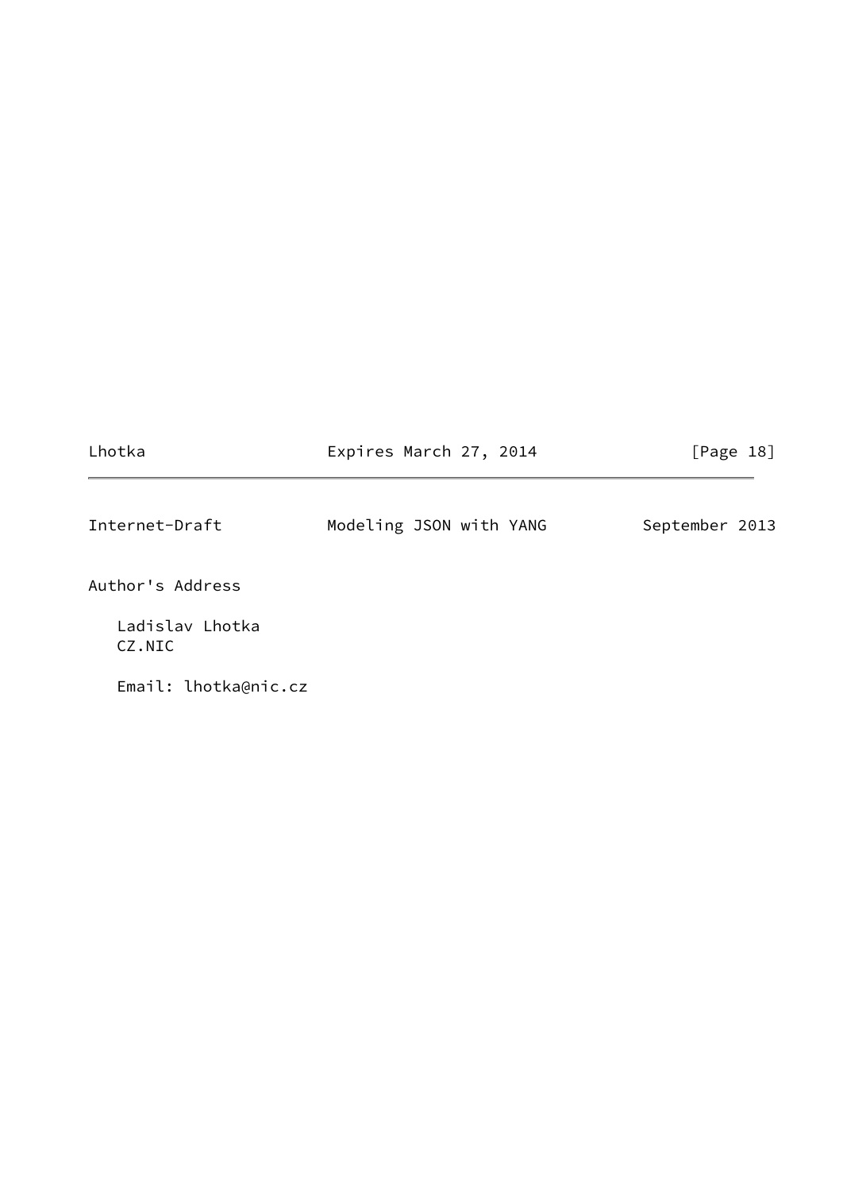# Author's Address

Ladislav Lhotka
CZ.NIC

Email: lhotka@nic.cz